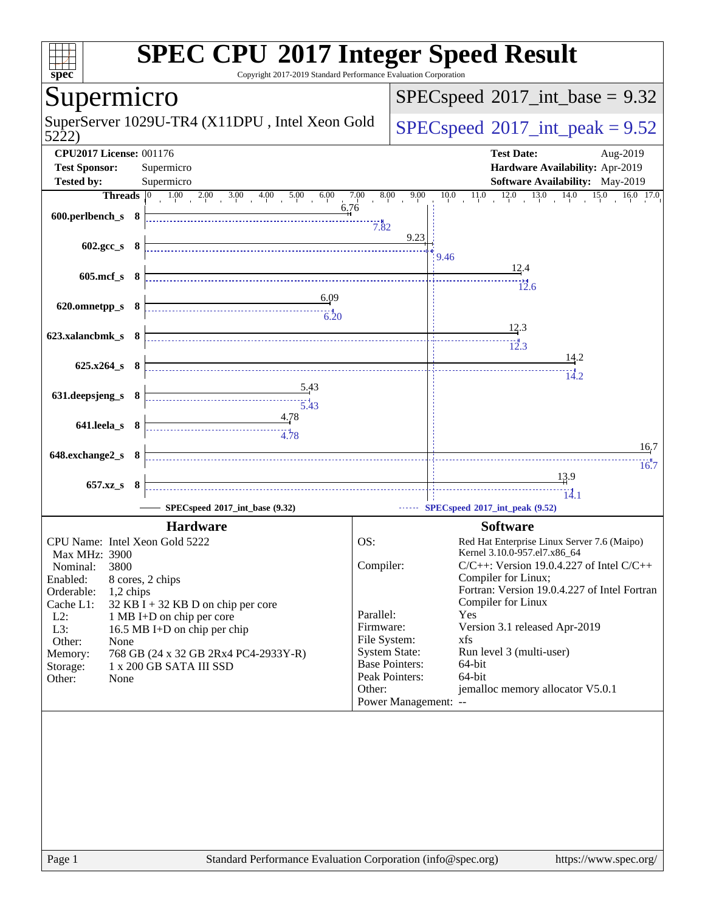# SPEC CPU 2017 Integer Speed Result

Copyright 2017-2019 Standard Performance Evaluation Corporation

## Supermicro

SuperServer 1029U-TR4 (X11DPU , Intel Xeon Gold 5222)

**SPECspeed 2017_int_base = 9.32**

**SPECspeed 2017_int_peak = 9.52**

| | | | |
|---|---|---|---|
| **CPU2017 License:** | 001176 | **Test Date:** | Aug-2019 |
| **Test Sponsor:** | Supermicro | **Hardware Availability:** | Apr-2019 |
| **Tested by:** | Supermicro | **Software Availability:** | May-2019 |

| Benchmark | Threads | Base | Peak |
|---|---|---|---|
| 600.perlbench_s | 8 | 6.76 | 7.82 |
| 602.gcc_s | 8 | 9.23 | 9.46 |
| 605.mcf_s | 8 | 12.4 | 12.6 |
| 620.omnetpp_s | 8 | 6.09 | 6.20 |
| 623.xalancbmk_s | 8 | 12.3 | 12.3 |
| 625.x264_s | 8 | 14.2 | 14.2 |
| 631.deepsjeng_s | 8 | 5.43 | 5.43 |
| 641.leela_s | 8 | 4.78 | 4.78 |
| 648.exchange2_s | 8 | 16.7 | 16.7 |
| 657.xz_s | 8 | 13.9 | 14.1 |

SPECspeed 2017_int_base (9.32) — SPECspeed 2017_int_peak (9.52)

### Hardware

| | |
|---|---|
| CPU Name: | Intel Xeon Gold 5222 |
| Max MHz: | 3900 |
| Nominal: | 3800 |
| Enabled: | 8 cores, 2 chips |
| Orderable: | 1,2 chips |
| Cache L1: | 32 KB I + 32 KB D on chip per core |
| L2: | 1 MB I+D on chip per core |
| L3: | 16.5 MB I+D on chip per chip |
| Other: | None |
| Memory: | 768 GB (24 x 32 GB 2Rx4 PC4-2933Y-R) |
| Storage: | 1 x 200 GB SATA III SSD |
| Other: | None |

### Software

| | |
|---|---|
| OS: | Red Hat Enterprise Linux Server 7.6 (Maipo) Kernel 3.10.0-957.el7.x86_64 |
| Compiler: | C/C++: Version 19.0.4.227 of Intel C/C++ Compiler for Linux; Fortran: Version 19.0.4.227 of Intel Fortran Compiler for Linux |
| Parallel: | Yes |
| Firmware: | Version 3.1 released Apr-2019 |
| File System: | xfs |
| System State: | Run level 3 (multi-user) |
| Base Pointers: | 64-bit |
| Peak Pointers: | 64-bit |
| Other: | jemalloc memory allocator V5.0.1 |
| Power Management: | -- |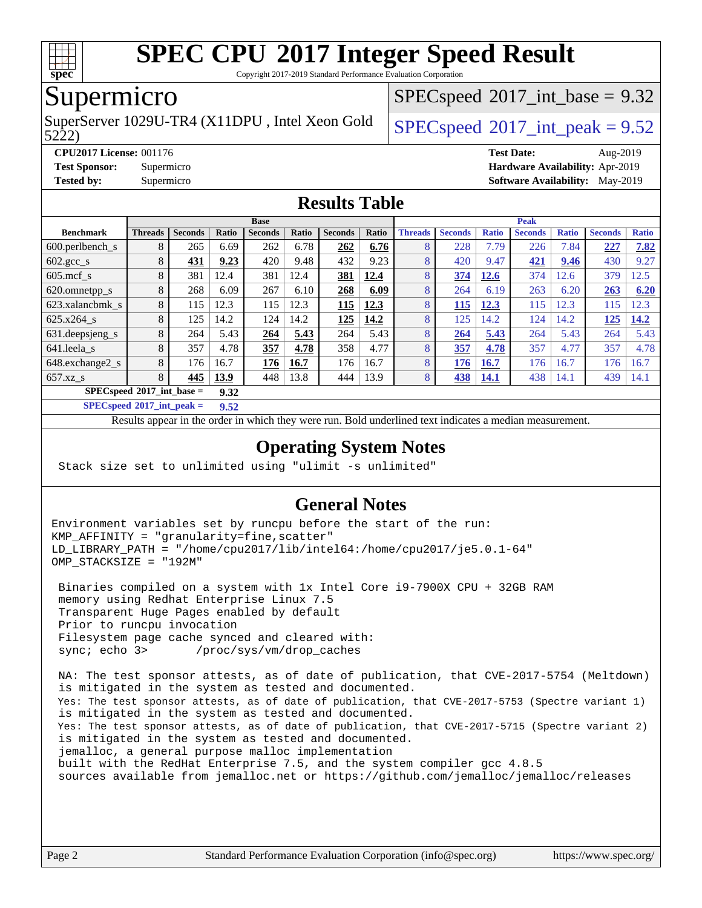# SPEC CPU 2017 Integer Speed Result

Copyright 2017-2019 Standard Performance Evaluation Corporation

## Supermicro

SuperServer 1029U-TR4 (X11DPU , Intel Xeon Gold 5222)

SPECspeed 2017_int_base = 9.32

SPECspeed 2017_int_peak = 9.52

**CPU2017 License:** 001176
**Test Sponsor:** Supermicro
**Tested by:** Supermicro

**Test Date:** Aug-2019
**Hardware Availability:** Apr-2019
**Software Availability:** May-2019

## Results Table

| Benchmark | Base | | | | | | | Peak | | | | | | |
|---|---|---|---|---|---|---|---|---|---|---|---|---|---|---|
| | Threads | Seconds | Ratio | Seconds | Ratio | Seconds | Ratio | Threads | Seconds | Ratio | Seconds | Ratio | Seconds | Ratio |
| 600.perlbench_s | 8 | 265 | 6.69 | 262 | 6.78 | **262** | **6.76** | 8 | 228 | 7.79 | 226 | 7.84 | **227** | **7.82** |
| 602.gcc_s | 8 | **431** | **9.23** | 420 | 9.48 | 432 | 9.23 | 8 | 420 | 9.47 | **421** | **9.46** | 430 | 9.27 |
| 605.mcf_s | 8 | 381 | 12.4 | 381 | 12.4 | **381** | **12.4** | 8 | **374** | **12.6** | 374 | 12.6 | 379 | 12.5 |
| 620.omnetpp_s | 8 | 268 | 6.09 | 267 | 6.10 | **268** | **6.09** | 8 | 264 | 6.19 | 263 | 6.20 | **263** | **6.20** |
| 623.xalancbmk_s | 8 | 115 | 12.3 | 115 | 12.3 | **115** | **12.3** | 8 | **115** | **12.3** | 115 | 12.3 | 115 | 12.3 |
| 625.x264_s | 8 | 125 | 14.2 | 124 | 14.2 | **125** | **14.2** | 8 | 125 | 14.2 | 124 | 14.2 | **125** | **14.2** |
| 631.deepsjeng_s | 8 | 264 | 5.43 | **264** | **5.43** | 264 | 5.43 | 8 | **264** | **5.43** | 264 | 5.43 | 264 | 5.43 |
| 641.leela_s | 8 | 357 | 4.78 | **357** | **4.78** | 358 | 4.77 | 8 | **357** | **4.78** | 357 | 4.77 | 357 | 4.78 |
| 648.exchange2_s | 8 | 176 | 16.7 | **176** | **16.7** | 176 | 16.7 | 8 | **176** | **16.7** | 176 | 16.7 | 176 | 16.7 |
| 657.xz_s | 8 | **445** | **13.9** | 448 | 13.8 | 444 | 13.9 | 8 | **438** | **14.1** | 438 | 14.1 | 439 | 14.1 |

**SPECspeed 2017_int_base = 9.32**

**SPECspeed 2017_int_peak = 9.52**

Results appear in the order in which they were run. Bold underlined text indicates a median measurement.

## Operating System Notes

```
Stack size set to unlimited using "ulimit -s unlimited"
```

## General Notes

```
Environment variables set by runcpu before the start of the run:
KMP_AFFINITY = "granularity=fine,scatter"
LD_LIBRARY_PATH = "/home/cpu2017/lib/intel64:/home/cpu2017/je5.0.1-64"
OMP_STACKSIZE = "192M"

 Binaries compiled on a system with 1x Intel Core i9-7900X CPU + 32GB RAM
 memory using Redhat Enterprise Linux 7.5
 Transparent Huge Pages enabled by default
 Prior to runcpu invocation
 Filesystem page cache synced and cleared with:
 sync; echo 3>       /proc/sys/vm/drop_caches

 NA: The test sponsor attests, as of date of publication, that CVE-2017-5754 (Meltdown)
 is mitigated in the system as tested and documented.
 Yes: The test sponsor attests, as of date of publication, that CVE-2017-5753 (Spectre variant 1)
 is mitigated in the system as tested and documented.
 Yes: The test sponsor attests, as of date of publication, that CVE-2017-5715 (Spectre variant 2)
 is mitigated in the system as tested and documented.
 jemalloc, a general purpose malloc implementation
 built with the RedHat Enterprise 7.5, and the system compiler gcc 4.8.5
 sources available from jemalloc.net or https://github.com/jemalloc/jemalloc/releases
```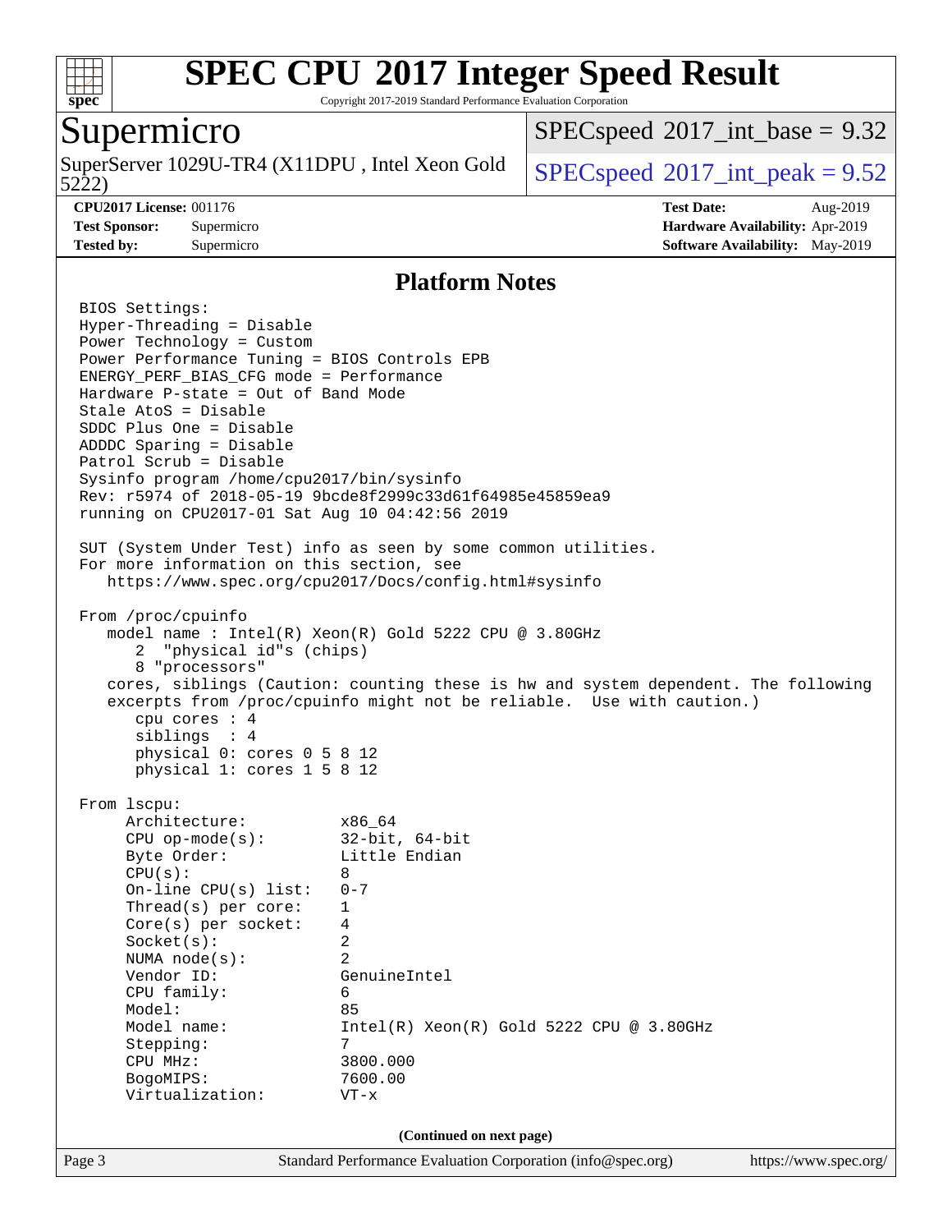# SPEC CPU 2017 Integer Speed Result

Copyright 2017-2019 Standard Performance Evaluation Corporation

## Supermicro

SuperServer 1029U-TR4 (X11DPU , Intel Xeon Gold 5222)

SPECspeed 2017_int_base = 9.32

SPECspeed 2017_int_peak = 9.52

**CPU2017 License:** 001176
**Test Sponsor:** Supermicro
**Tested by:** Supermicro

**Test Date:** Aug-2019
**Hardware Availability:** Apr-2019
**Software Availability:** May-2019

### Platform Notes

```
BIOS Settings:
Hyper-Threading = Disable
Power Technology = Custom
Power Performance Tuning = BIOS Controls EPB
ENERGY_PERF_BIAS_CFG mode = Performance
Hardware P-state = Out of Band Mode
Stale AtoS = Disable
SDDC Plus One = Disable
ADDDC Sparing = Disable
Patrol Scrub = Disable
Sysinfo program /home/cpu2017/bin/sysinfo
Rev: r5974 of 2018-05-19 9bcde8f2999c33d61f64985e45859ea9
running on CPU2017-01 Sat Aug 10 04:42:56 2019

SUT (System Under Test) info as seen by some common utilities.
For more information on this section, see
   https://www.spec.org/cpu2017/Docs/config.html#sysinfo

From /proc/cpuinfo
   model name : Intel(R) Xeon(R) Gold 5222 CPU @ 3.80GHz
      2  "physical id"s (chips)
      8 "processors"
   cores, siblings (Caution: counting these is hw and system dependent. The following
   excerpts from /proc/cpuinfo might not be reliable.  Use with caution.)
      cpu cores : 4
      siblings  : 4
      physical 0: cores 0 5 8 12
      physical 1: cores 1 5 8 12

From lscpu:
     Architecture:          x86_64
     CPU op-mode(s):        32-bit, 64-bit
     Byte Order:            Little Endian
     CPU(s):                8
     On-line CPU(s) list:   0-7
     Thread(s) per core:    1
     Core(s) per socket:    4
     Socket(s):             2
     NUMA node(s):          2
     Vendor ID:             GenuineIntel
     CPU family:            6
     Model:                 85
     Model name:            Intel(R) Xeon(R) Gold 5222 CPU @ 3.80GHz
     Stepping:              7
     CPU MHz:               3800.000
     BogoMIPS:              7600.00
     Virtualization:        VT-x
```

(Continued on next page)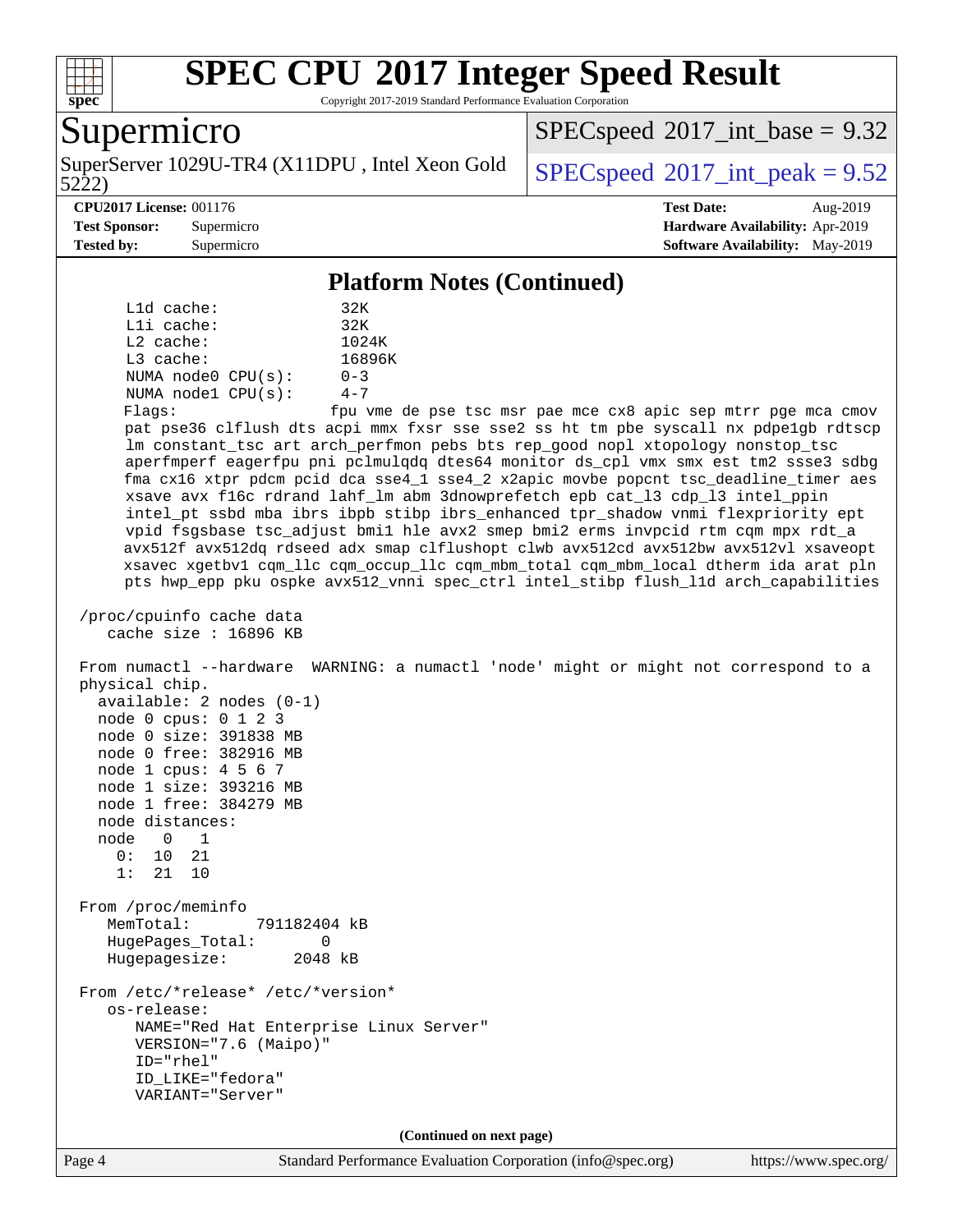## Platform Notes (Continued)

```
     L1d cache:              32K
     L1i cache:              32K
     L2 cache:               1024K
     L3 cache:               16896K
     NUMA node0 CPU(s):      0-3
     NUMA node1 CPU(s):      4-7
     Flags:                 fpu vme de pse tsc msr pae mce cx8 apic sep mtrr pge mca cmov
     pat pse36 clflush dts acpi mmx fxsr sse sse2 ss ht tm pbe syscall nx pdpe1gb rdtscp
     lm constant_tsc art arch_perfmon pebs bts rep_good nopl xtopology nonstop_tsc
     aperfmperf eagerfpu pni pclmulqdq dtes64 monitor ds_cpl vmx smx est tm2 ssse3 sdbg
     fma cx16 xtpr pdcm pcid dca sse4_1 sse4_2 x2apic movbe popcnt tsc_deadline_timer aes
     xsave avx f16c rdrand lahf_lm abm 3dnowprefetch epb cat_l3 cdp_l3 intel_ppin
     intel_pt ssbd mba ibrs ibpb stibp ibrs_enhanced tpr_shadow vnmi flexpriority ept
     vpid fsgsbase tsc_adjust bmi1 hle avx2 smep bmi2 erms invpcid rtm cqm mpx rdt_a
     avx512f avx512dq rdseed adx smap clflushopt clwb avx512cd avx512bw avx512vl xsaveopt
     xsavec xgetbv1 cqm_llc cqm_occup_llc cqm_mbm_total cqm_mbm_local dtherm ida arat pln
     pts hwp_epp pku ospke avx512_vnni spec_ctrl intel_stibp flush_l1d arch_capabilities

 /proc/cpuinfo cache data
    cache size : 16896 KB

 From numactl --hardware  WARNING: a numactl 'node' might or might not correspond to a
 physical chip.
   available: 2 nodes (0-1)
   node 0 cpus: 0 1 2 3
   node 0 size: 391838 MB
   node 0 free: 382916 MB
   node 1 cpus: 4 5 6 7
   node 1 size: 393216 MB
   node 1 free: 384279 MB
   node distances:
   node   0   1
     0:  10  21
     1:  21  10

 From /proc/meminfo
    MemTotal:       791182404 kB
    HugePages_Total:       0
    Hugepagesize:       2048 kB

 From /etc/*release* /etc/*version*
    os-release:
       NAME="Red Hat Enterprise Linux Server"
       VERSION="7.6 (Maipo)"
       ID="rhel"
       ID_LIKE="fedora"
       VARIANT="Server"
```

**(Continued on next page)**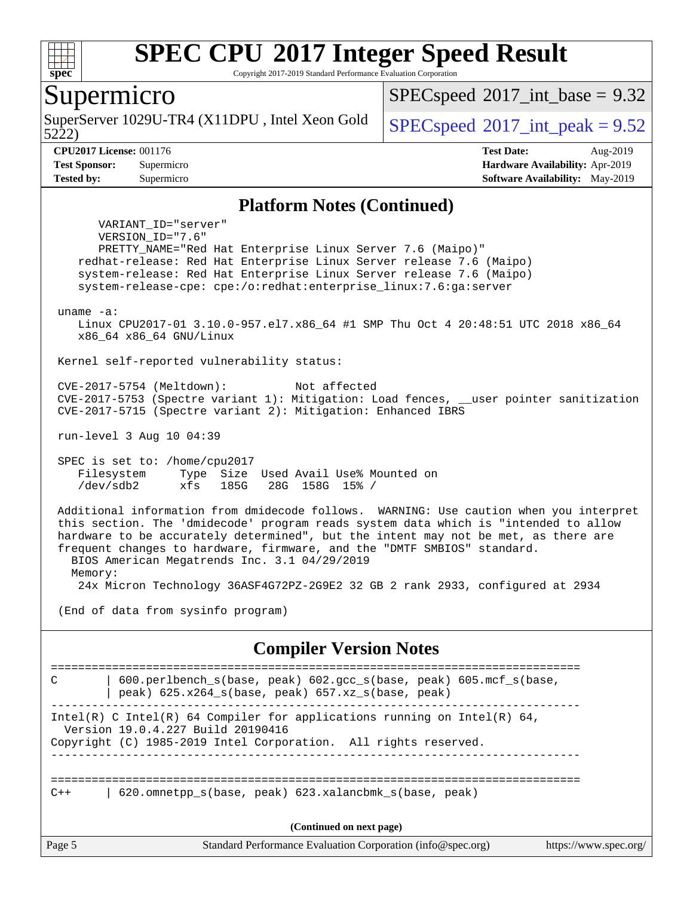## Platform Notes (Continued)

```
      VARIANT_ID="server"
      VERSION_ID="7.6"
      PRETTY_NAME="Red Hat Enterprise Linux Server 7.6 (Maipo)"
   redhat-release: Red Hat Enterprise Linux Server release 7.6 (Maipo)
   system-release: Red Hat Enterprise Linux Server release 7.6 (Maipo)
   system-release-cpe: cpe:/o:redhat:enterprise_linux:7.6:ga:server

uname -a:
   Linux CPU2017-01 3.10.0-957.el7.x86_64 #1 SMP Thu Oct 4 20:48:51 UTC 2018 x86_64
   x86_64 x86_64 GNU/Linux

Kernel self-reported vulnerability status:

CVE-2017-5754 (Meltdown):          Not affected
CVE-2017-5753 (Spectre variant 1): Mitigation: Load fences, __user pointer sanitization
CVE-2017-5715 (Spectre variant 2): Mitigation: Enhanced IBRS

run-level 3 Aug 10 04:39

SPEC is set to: /home/cpu2017
   Filesystem     Type  Size  Used Avail Use% Mounted on
   /dev/sdb2      xfs   185G   28G  158G  15% /

Additional information from dmidecode follows.  WARNING: Use caution when you interpret
this section. The 'dmidecode' program reads system data which is "intended to allow
hardware to be accurately determined", but the intent may not be met, as there are
frequent changes to hardware, firmware, and the "DMTF SMBIOS" standard.
  BIOS American Megatrends Inc. 3.1 04/29/2019
  Memory:
   24x Micron Technology 36ASF4G72PZ-2G9E2 32 GB 2 rank 2933, configured at 2934

(End of data from sysinfo program)
```

## Compiler Version Notes

```
==============================================================================
C       | 600.perlbench_s(base, peak) 602.gcc_s(base, peak) 605.mcf_s(base,
        | peak) 625.x264_s(base, peak) 657.xz_s(base, peak)
------------------------------------------------------------------------------
Intel(R) C Intel(R) 64 Compiler for applications running on Intel(R) 64,
  Version 19.0.4.227 Build 20190416
Copyright (C) 1985-2019 Intel Corporation.  All rights reserved.
------------------------------------------------------------------------------

==============================================================================
C++     | 620.omnetpp_s(base, peak) 623.xalancbmk_s(base, peak)
```

(Continued on next page)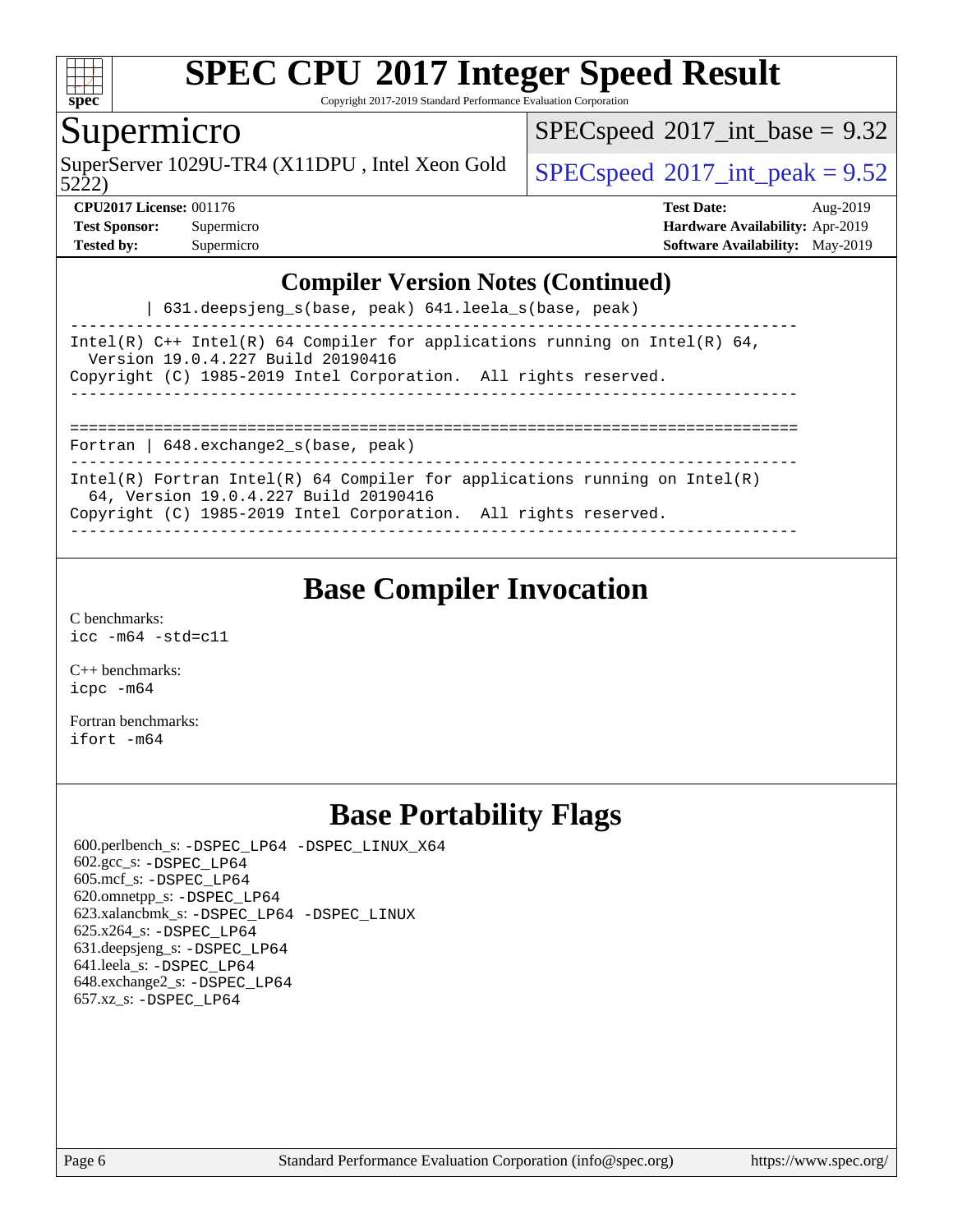## Compiler Version Notes (Continued)

```
        | 631.deepsjeng_s(base, peak) 641.leela_s(base, peak)
------------------------------------------------------------------------------
Intel(R) C++ Intel(R) 64 Compiler for applications running on Intel(R) 64,
  Version 19.0.4.227 Build 20190416
Copyright (C) 1985-2019 Intel Corporation.  All rights reserved.
------------------------------------------------------------------------------

==============================================================================
Fortran | 648.exchange2_s(base, peak)
------------------------------------------------------------------------------
Intel(R) Fortran Intel(R) 64 Compiler for applications running on Intel(R)
  64, Version 19.0.4.227 Build 20190416
Copyright (C) 1985-2019 Intel Corporation.  All rights reserved.
------------------------------------------------------------------------------
```

## Base Compiler Invocation

C benchmarks:
`icc -m64 -std=c11`

C++ benchmarks:
`icpc -m64`

Fortran benchmarks:
`ifort -m64`

## Base Portability Flags

600.perlbench_s: `-DSPEC_LP64 -DSPEC_LINUX_X64`
602.gcc_s: `-DSPEC_LP64`
605.mcf_s: `-DSPEC_LP64`
620.omnetpp_s: `-DSPEC_LP64`
623.xalancbmk_s: `-DSPEC_LP64 -DSPEC_LINUX`
625.x264_s: `-DSPEC_LP64`
631.deepsjeng_s: `-DSPEC_LP64`
641.leela_s: `-DSPEC_LP64`
648.exchange2_s: `-DSPEC_LP64`
657.xz_s: `-DSPEC_LP64`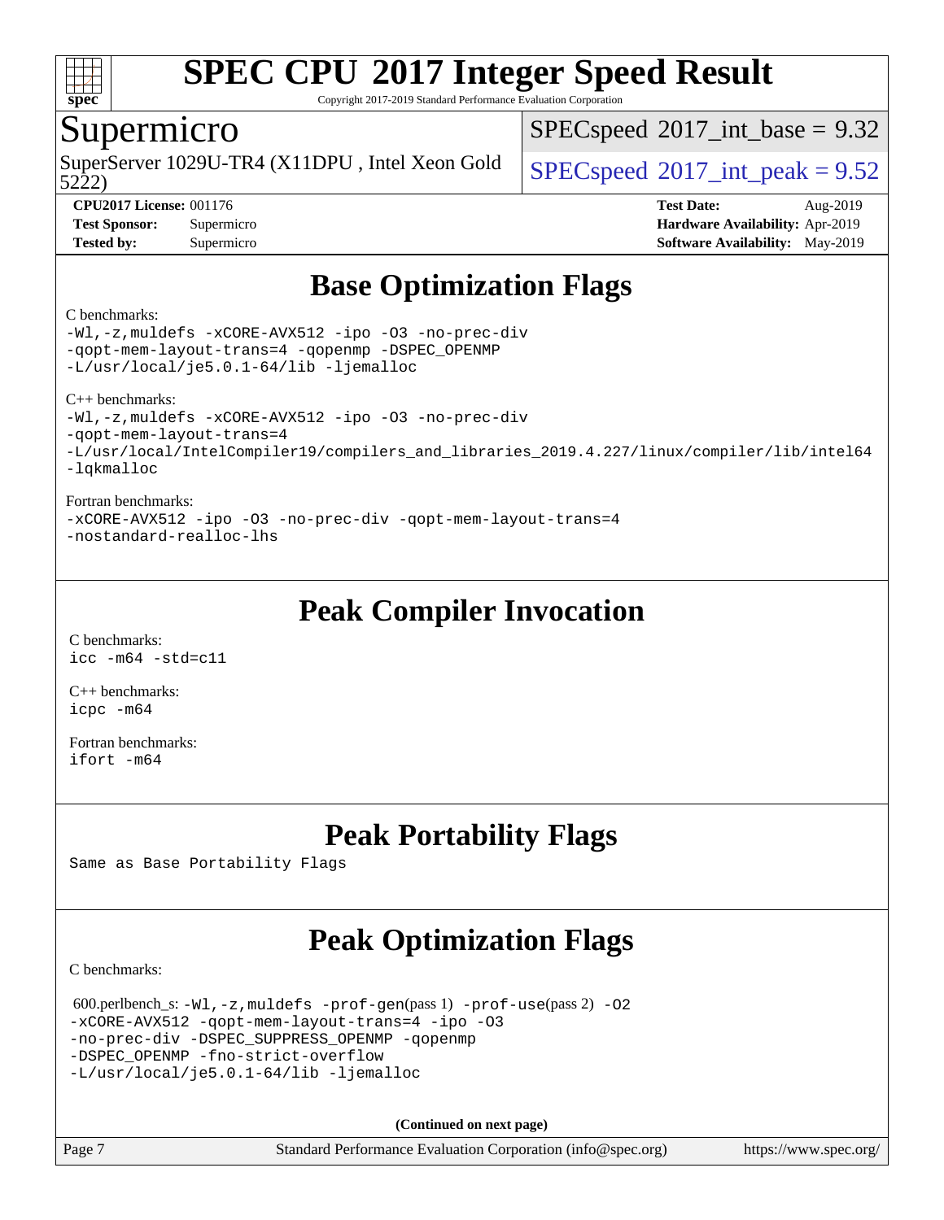# Base Optimization Flags

C benchmarks:

```
-Wl,-z,muldefs -xCORE-AVX512 -ipo -O3 -no-prec-div
-qopt-mem-layout-trans=4 -qopenmp -DSPEC_OPENMP
-L/usr/local/je5.0.1-64/lib -ljemalloc
```

C++ benchmarks:

```
-Wl,-z,muldefs -xCORE-AVX512 -ipo -O3 -no-prec-div
-qopt-mem-layout-trans=4
-L/usr/local/IntelCompiler19/compilers_and_libraries_2019.4.227/linux/compiler/lib/intel64
-lqkmalloc
```

Fortran benchmarks:

```
-xCORE-AVX512 -ipo -O3 -no-prec-div -qopt-mem-layout-trans=4
-nostandard-realloc-lhs
```

# Peak Compiler Invocation

C benchmarks:

```
icc -m64 -std=c11
```

C++ benchmarks:

```
icpc -m64
```

Fortran benchmarks:

```
ifort -m64
```

# Peak Portability Flags

Same as Base Portability Flags

# Peak Optimization Flags

C benchmarks:

600.perlbench_s: `-Wl,-z,muldefs -prof-gen`(pass 1) `-prof-use`(pass 2) `-O2`
```
-xCORE-AVX512 -qopt-mem-layout-trans=4 -ipo -O3
-no-prec-div -DSPEC_SUPPRESS_OPENMP -qopenmp
-DSPEC_OPENMP -fno-strict-overflow
-L/usr/local/je5.0.1-64/lib -ljemalloc
```

**(Continued on next page)**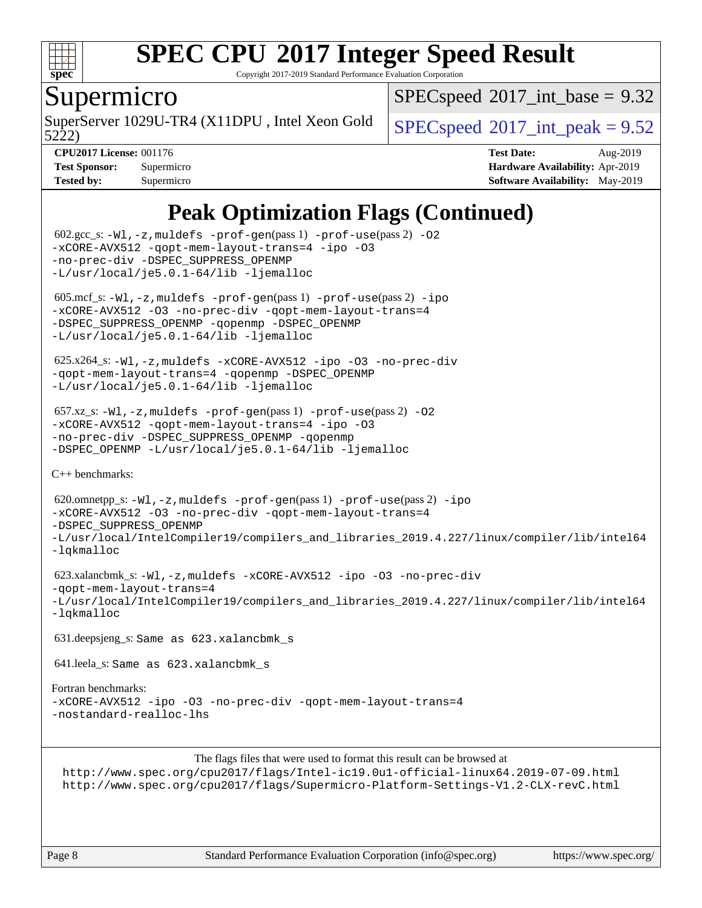# Peak Optimization Flags (Continued)

602.gcc_s: `-Wl,-z,muldefs -prof-gen(pass 1) -prof-use(pass 2) -O2 -xCORE-AVX512 -qopt-mem-layout-trans=4 -ipo -O3 -no-prec-div -DSPEC_SUPPRESS_OPENMP -L/usr/local/je5.0.1-64/lib -ljemalloc`

605.mcf_s: `-Wl,-z,muldefs -prof-gen(pass 1) -prof-use(pass 2) -ipo -xCORE-AVX512 -O3 -no-prec-div -qopt-mem-layout-trans=4 -DSPEC_SUPPRESS_OPENMP -qopenmp -DSPEC_OPENMP -L/usr/local/je5.0.1-64/lib -ljemalloc`

625.x264_s: `-Wl,-z,muldefs -xCORE-AVX512 -ipo -O3 -no-prec-div -qopt-mem-layout-trans=4 -qopenmp -DSPEC_OPENMP -L/usr/local/je5.0.1-64/lib -ljemalloc`

657.xz_s: `-Wl,-z,muldefs -prof-gen(pass 1) -prof-use(pass 2) -O2 -xCORE-AVX512 -qopt-mem-layout-trans=4 -ipo -O3 -no-prec-div -DSPEC_SUPPRESS_OPENMP -qopenmp -DSPEC_OPENMP -L/usr/local/je5.0.1-64/lib -ljemalloc`

C++ benchmarks:

620.omnetpp_s: `-Wl,-z,muldefs -prof-gen(pass 1) -prof-use(pass 2) -ipo -xCORE-AVX512 -O3 -no-prec-div -qopt-mem-layout-trans=4 -DSPEC_SUPPRESS_OPENMP -L/usr/local/IntelCompiler19/compilers_and_libraries_2019.4.227/linux/compiler/lib/intel64 -lqkmalloc`

623.xalancbmk_s: `-Wl,-z,muldefs -xCORE-AVX512 -ipo -O3 -no-prec-div -qopt-mem-layout-trans=4 -L/usr/local/IntelCompiler19/compilers_and_libraries_2019.4.227/linux/compiler/lib/intel64 -lqkmalloc`

631.deepsjeng_s: Same as 623.xalancbmk_s

641.leela_s: Same as 623.xalancbmk_s

Fortran benchmarks:

`-xCORE-AVX512 -ipo -O3 -no-prec-div -qopt-mem-layout-trans=4 -nostandard-realloc-lhs`

The flags files that were used to format this result can be browsed at
http://www.spec.org/cpu2017/flags/Intel-ic19.0u1-official-linux64.2019-07-09.html
http://www.spec.org/cpu2017/flags/Supermicro-Platform-Settings-V1.2-CLX-revC.html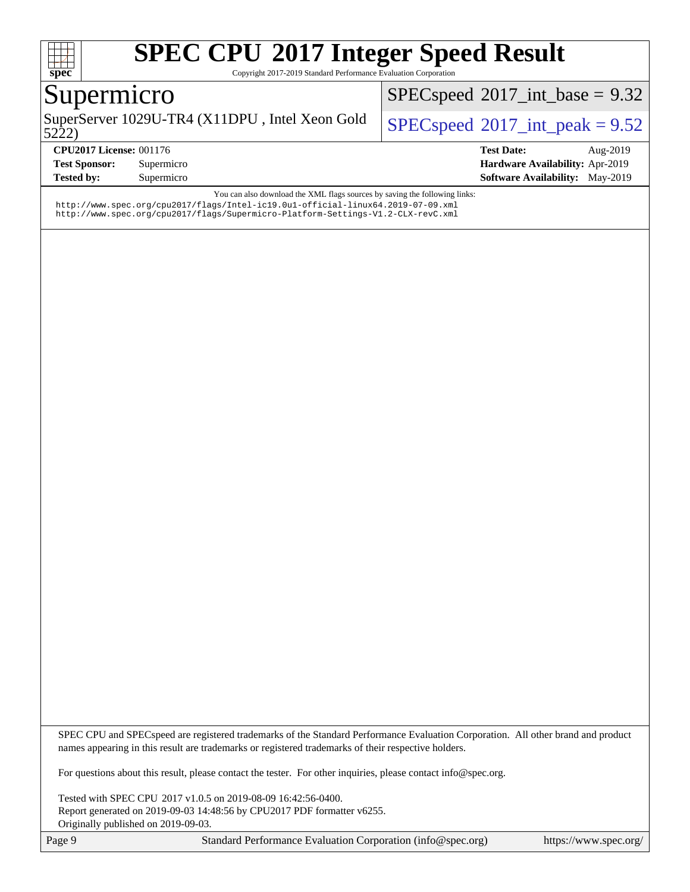You can also download the XML flags sources by saving the following links:

http://www.spec.org/cpu2017/flags/Intel-ic19.0u1-official-linux64.2019-07-09.xml
http://www.spec.org/cpu2017/flags/Supermicro-Platform-Settings-V1.2-CLX-revC.xml

SPEC CPU and SPECspeed are registered trademarks of the Standard Performance Evaluation Corporation. All other brand and product names appearing in this result are trademarks or registered trademarks of their respective holders.

For questions about this result, please contact the tester. For other inquiries, please contact info@spec.org.

Tested with SPEC CPU 2017 v1.0.5 on 2019-08-09 16:42:56-0400.
Report generated on 2019-09-03 14:48:56 by CPU2017 PDF formatter v6255.
Originally published on 2019-09-03.